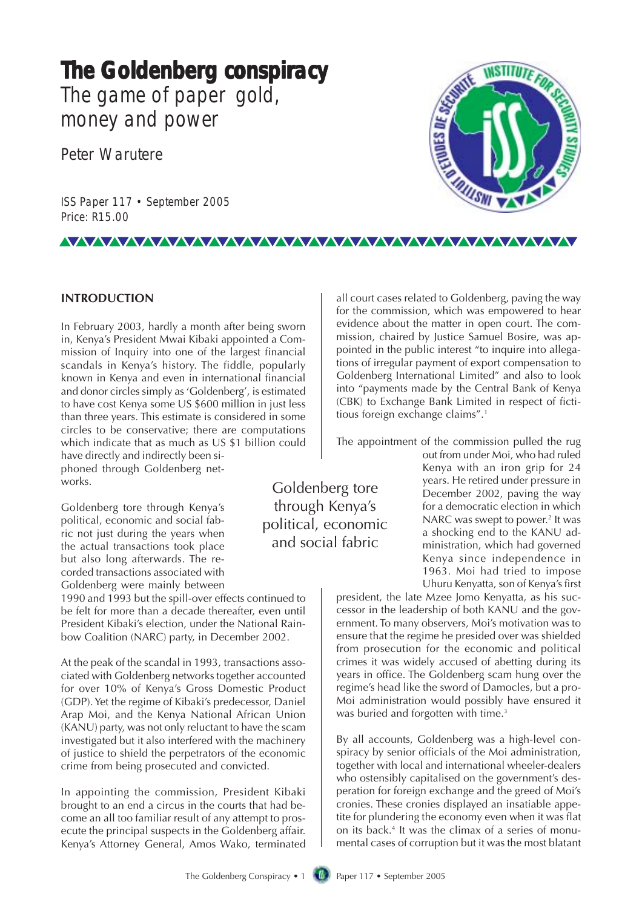# The Goldenberg conspiracy

## The game of paper gold, money and power

Peter Warutere

ISS Paper 117 • September 2005
Price: R15.00

### INTRODUCTION

In February 2003, hardly a month after being sworn in, Kenya's President Mwai Kibaki appointed a Commission of Inquiry into one of the largest financial scandals in Kenya's history. The fiddle, popularly known in Kenya and even in international financial and donor circles simply as 'Goldenberg', is estimated to have cost Kenya some US $600 million in just less than three years. This estimate is considered in some circles to be conservative; there are computations which indicate that as much as US $1 billion could have directly and indirectly been siphoned through Goldenberg networks.

Goldenberg tore through Kenya's political, economic and social fabric not just during the years when the actual transactions took place but also long afterwards. The recorded transactions associated with Goldenberg were mainly between 1990 and 1993 but the spill-over effects continued to be felt for more than a decade thereafter, even until President Kibaki's election, under the National Rainbow Coalition (NARC) party, in December 2002.

At the peak of the scandal in 1993, transactions associated with Goldenberg networks together accounted for over 10% of Kenya's Gross Domestic Product (GDP). Yet the regime of Kibaki's predecessor, Daniel Arap Moi, and the Kenya National African Union (KANU) party, was not only reluctant to have the scam investigated but it also interfered with the machinery of justice to shield the perpetrators of the economic crime from being prosecuted and convicted.

In appointing the commission, President Kibaki brought to an end a circus in the courts that had become an all too familiar result of any attempt to prosecute the principal suspects in the Goldenberg affair. Kenya's Attorney General, Amos Wako, terminated all court cases related to Goldenberg, paving the way for the commission, which was empowered to hear evidence about the matter in open court. The commission, chaired by Justice Samuel Bosire, was appointed in the public interest "to inquire into allegations of irregular payment of export compensation to Goldenberg International Limited" and also to look into "payments made by the Central Bank of Kenya (CBK) to Exchange Bank Limited in respect of fictitious foreign exchange claims".[1]

> Goldenberg tore through Kenya's political, economic and social fabric

The appointment of the commission pulled the rug out from under Moi, who had ruled Kenya with an iron grip for 24 years. He retired under pressure in December 2002, paving the way for a democratic election in which NARC was swept to power.[2] It was a shocking end to the KANU administration, which had governed Kenya since independence in 1963. Moi had tried to impose Uhuru Kenyatta, son of Kenya's first president, the late Mzee Jomo Kenyatta, as his successor in the leadership of both KANU and the government. To many observers, Moi's motivation was to ensure that the regime he presided over was shielded from prosecution for the economic and political crimes it was widely accused of abetting during its years in office. The Goldenberg scam hung over the regime's head like the sword of Damocles, but a pro-Moi administration would possibly have ensured it was buried and forgotten with time.[3]

By all accounts, Goldenberg was a high-level conspiracy by senior officials of the Moi administration, together with local and international wheeler-dealers who ostensibly capitalised on the government's desperation for foreign exchange and the greed of Moi's cronies. These cronies displayed an insatiable appetite for plundering the economy even when it was flat on its back.[4] It was the climax of a series of monumental cases of corruption but it was the most blatant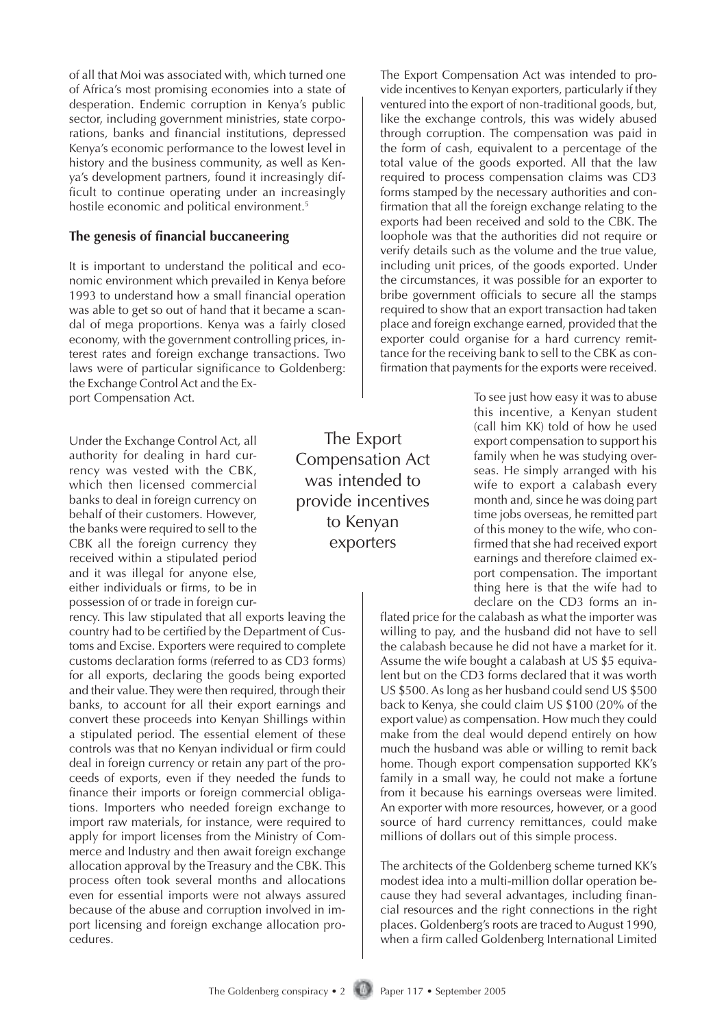of all that Moi was associated with, which turned one of Africa's most promising economies into a state of desperation. Endemic corruption in Kenya's public sector, including government ministries, state corporations, banks and financial institutions, depressed Kenya's economic performance to the lowest level in history and the business community, as well as Kenya's development partners, found it increasingly difficult to continue operating under an increasingly hostile economic and political environment.[5]

## The genesis of financial buccaneering

It is important to understand the political and economic environment which prevailed in Kenya before 1993 to understand how a small financial operation was able to get so out of hand that it became a scandal of mega proportions. Kenya was a fairly closed economy, with the government controlling prices, interest rates and foreign exchange transactions. Two laws were of particular significance to Goldenberg: the Exchange Control Act and the Export Compensation Act.

Under the Exchange Control Act, all authority for dealing in hard currency was vested with the CBK, which then licensed commercial banks to deal in foreign currency on behalf of their customers. However, the banks were required to sell to the CBK all the foreign currency they received within a stipulated period and it was illegal for anyone else, either individuals or firms, to be in possession of or trade in foreign currency. This law stipulated that all exports leaving the country had to be certified by the Department of Customs and Excise. Exporters were required to complete customs declaration forms (referred to as CD3 forms) for all exports, declaring the goods being exported and their value. They were then required, through their banks, to account for all their export earnings and convert these proceeds into Kenyan Shillings within a stipulated period. The essential element of these controls was that no Kenyan individual or firm could deal in foreign currency or retain any part of the proceeds of exports, even if they needed the funds to finance their imports or foreign commercial obligations. Importers who needed foreign exchange to import raw materials, for instance, were required to apply for import licenses from the Ministry of Commerce and Industry and then await foreign exchange allocation approval by the Treasury and the CBK. This process often took several months and allocations even for essential imports were not always assured because of the abuse and corruption involved in import licensing and foreign exchange allocation procedures.

The Export Compensation Act was intended to provide incentives to Kenyan exporters, particularly if they ventured into the export of non-traditional goods, but, like the exchange controls, this was widely abused through corruption. The compensation was paid in the form of cash, equivalent to a percentage of the total value of the goods exported. All that the law required to process compensation claims was CD3 forms stamped by the necessary authorities and confirmation that all the foreign exchange relating to the exports had been received and sold to the CBK. The loophole was that the authorities did not require or verify details such as the volume and the true value, including unit prices, of the goods exported. Under the circumstances, it was possible for an exporter to bribe government officials to secure all the stamps required to show that an export transaction had taken place and foreign exchange earned, provided that the exporter could organise for a hard currency remittance for the receiving bank to sell to the CBK as confirmation that payments for the exports were received.

> The Export Compensation Act was intended to provide incentives to Kenyan exporters

To see just how easy it was to abuse this incentive, a Kenyan student (call him KK) told of how he used export compensation to support his family when he was studying overseas. He simply arranged with his wife to export a calabash every month and, since he was doing part time jobs overseas, he remitted part of this money to the wife, who confirmed that she had received export earnings and therefore claimed export compensation. The important thing here is that the wife had to declare on the CD3 forms an inflated price for the calabash as what the importer was willing to pay, and the husband did not have to sell the calabash because he did not have a market for it. Assume the wife bought a calabash at US $5 equivalent but on the CD3 forms declared that it was worth US $500. As long as her husband could send US $500 back to Kenya, she could claim US $100 (20% of the export value) as compensation. How much they could make from the deal would depend entirely on how much the husband was able or willing to remit back home. Though export compensation supported KK's family in a small way, he could not make a fortune from it because his earnings overseas were limited. An exporter with more resources, however, or a good source of hard currency remittances, could make millions of dollars out of this simple process.

The architects of the Goldenberg scheme turned KK's modest idea into a multi-million dollar operation because they had several advantages, including financial resources and the right connections in the right places. Goldenberg's roots are traced to August 1990, when a firm called Goldenberg International Limited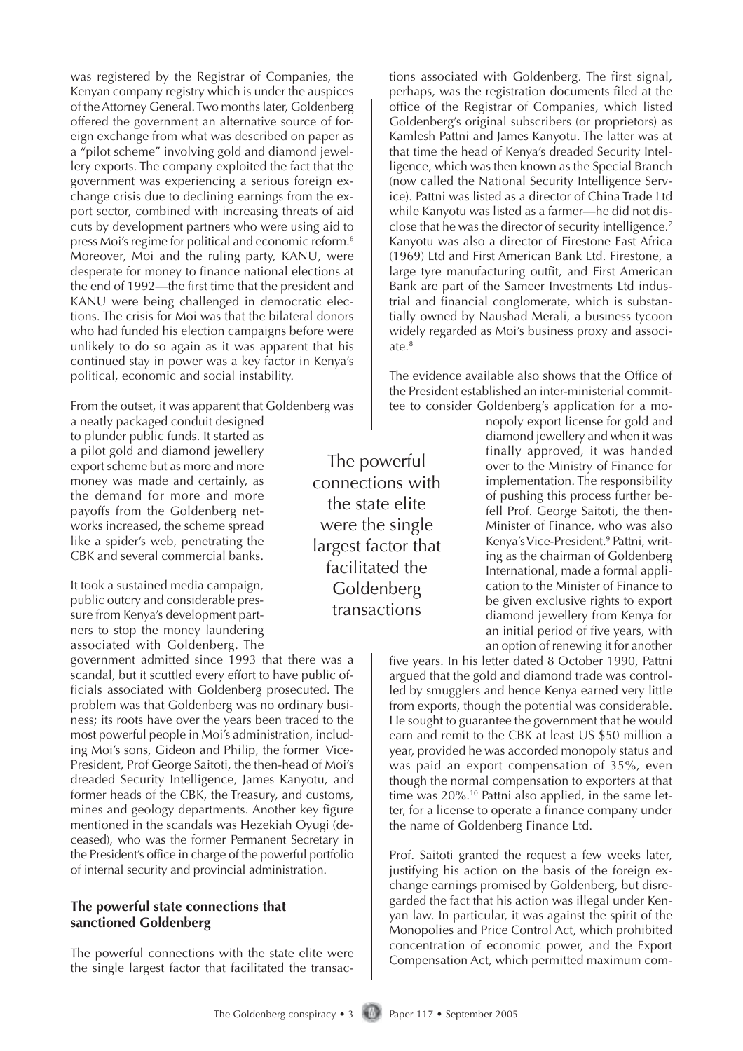was registered by the Registrar of Companies, the Kenyan company registry which is under the auspices of the Attorney General. Two months later, Goldenberg offered the government an alternative source of foreign exchange from what was described on paper as a "pilot scheme" involving gold and diamond jewellery exports. The company exploited the fact that the government was experiencing a serious foreign exchange crisis due to declining earnings from the export sector, combined with increasing threats of aid cuts by development partners who were using aid to press Moi's regime for political and economic reform.[6] Moreover, Moi and the ruling party, KANU, were desperate for money to finance national elections at the end of 1992—the first time that the president and KANU were being challenged in democratic elections. The crisis for Moi was that the bilateral donors who had funded his election campaigns before were unlikely to do so again as it was apparent that his continued stay in power was a key factor in Kenya's political, economic and social instability.

From the outset, it was apparent that Goldenberg was a neatly packaged conduit designed to plunder public funds. It started as a pilot gold and diamond jewellery export scheme but as more and more money was made and certainly, as the demand for more and more payoffs from the Goldenberg networks increased, the scheme spread like a spider's web, penetrating the CBK and several commercial banks.

It took a sustained media campaign, public outcry and considerable pressure from Kenya's development partners to stop the money laundering associated with Goldenberg. The government admitted since 1993 that there was a scandal, but it scuttled every effort to have public officials associated with Goldenberg prosecuted. The problem was that Goldenberg was no ordinary business; its roots have over the years been traced to the most powerful people in Moi's administration, including Moi's sons, Gideon and Philip, the former Vice-President, Prof George Saitoti, the then-head of Moi's dreaded Security Intelligence, James Kanyotu, and former heads of the CBK, the Treasury, and customs, mines and geology departments. Another key figure mentioned in the scandals was Hezekiah Oyugi (deceased), who was the former Permanent Secretary in the President's office in charge of the powerful portfolio of internal security and provincial administration.

> The powerful connections with the state elite were the single largest factor that facilitated the Goldenberg transactions

### The powerful state connections that sanctioned Goldenberg

The powerful connections with the state elite were the single largest factor that facilitated the transactions associated with Goldenberg. The first signal, perhaps, was the registration documents filed at the office of the Registrar of Companies, which listed Goldenberg's original subscribers (or proprietors) as Kamlesh Pattni and James Kanyotu. The latter was at that time the head of Kenya's dreaded Security Intelligence, which was then known as the Special Branch (now called the National Security Intelligence Service). Pattni was listed as a director of China Trade Ltd while Kanyotu was listed as a farmer—he did not disclose that he was the director of security intelligence.[7] Kanyotu was also a director of Firestone East Africa (1969) Ltd and First American Bank Ltd. Firestone, a large tyre manufacturing outfit, and First American Bank are part of the Sameer Investments Ltd industrial and financial conglomerate, which is substantially owned by Naushad Merali, a business tycoon widely regarded as Moi's business proxy and associate.[8]

The evidence available also shows that the Office of the President established an inter-ministerial committee to consider Goldenberg's application for a monopoly export license for gold and diamond jewellery and when it was finally approved, it was handed over to the Ministry of Finance for implementation. The responsibility of pushing this process further befell Prof. George Saitoti, the then-Minister of Finance, who was also Kenya's Vice-President.[9] Pattni, writing as the chairman of Goldenberg International, made a formal application to the Minister of Finance to be given exclusive rights to export diamond jewellery from Kenya for an initial period of five years, with an option of renewing it for another five years. In his letter dated 8 October 1990, Pattni argued that the gold and diamond trade was controlled by smugglers and hence Kenya earned very little from exports, though the potential was considerable. He sought to guarantee the government that he would earn and remit to the CBK at least US $50 million a year, provided he was accorded monopoly status and was paid an export compensation of 35%, even though the normal compensation to exporters at that time was 20%.[10] Pattni also applied, in the same letter, for a license to operate a finance company under the name of Goldenberg Finance Ltd.

Prof. Saitoti granted the request a few weeks later, justifying his action on the basis of the foreign exchange earnings promised by Goldenberg, but disregarded the fact that his action was illegal under Kenyan law. In particular, it was against the spirit of the Monopolies and Price Control Act, which prohibited concentration of economic power, and the Export Compensation Act, which permitted maximum com-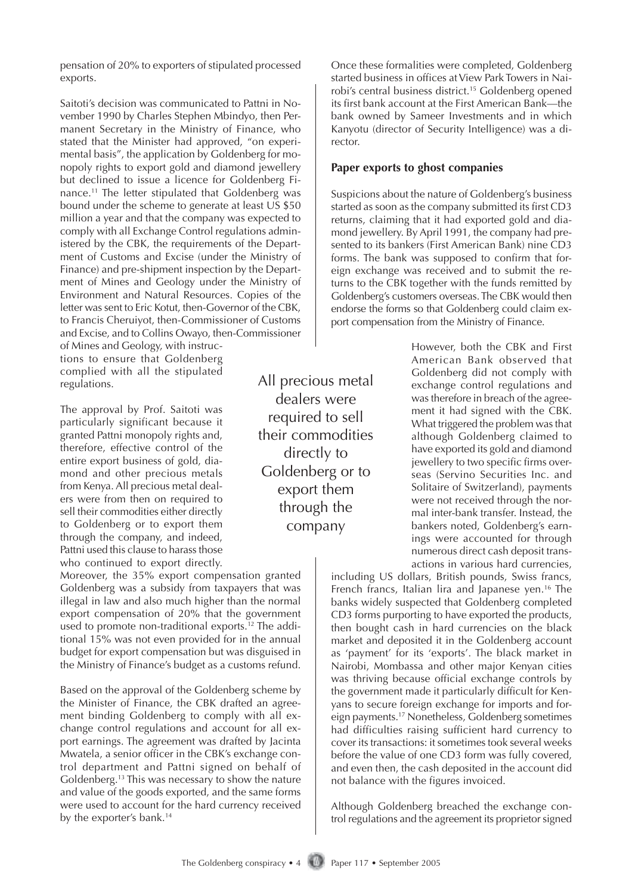pensation of 20% to exporters of stipulated processed exports.

Saitoti's decision was communicated to Pattni in November 1990 by Charles Stephen Mbindyo, then Permanent Secretary in the Ministry of Finance, who stated that the Minister had approved, "on experimental basis", the application by Goldenberg for monopoly rights to export gold and diamond jewellery but declined to issue a licence for Goldenberg Finance.[11] The letter stipulated that Goldenberg was bound under the scheme to generate at least US $50 million a year and that the company was expected to comply with all Exchange Control regulations administered by the CBK, the requirements of the Department of Customs and Excise (under the Ministry of Finance) and pre-shipment inspection by the Department of Mines and Geology under the Ministry of Environment and Natural Resources. Copies of the letter was sent to Eric Kotut, then-Governor of the CBK, to Francis Cheruiyot, then-Commissioner of Customs and Excise, and to Collins Owayo, then-Commissioner of Mines and Geology, with instructions to ensure that Goldenberg complied with all the stipulated regulations.

The approval by Prof. Saitoti was particularly significant because it granted Pattni monopoly rights and, therefore, effective control of the entire export business of gold, diamond and other precious metals from Kenya. All precious metal dealers were from then on required to sell their commodities either directly to Goldenberg or to export them through the company, and indeed, Pattni used this clause to harass those who continued to export directly. Moreover, the 35% export compensation granted Goldenberg was a subsidy from taxpayers that was illegal in law and also much higher than the normal export compensation of 20% that the government used to promote non-traditional exports.[12] The additional 15% was not even provided for in the annual budget for export compensation but was disguised in the Ministry of Finance's budget as a customs refund.

> All precious metal dealers were required to sell their commodities directly to Goldenberg or to export them through the company

Based on the approval of the Goldenberg scheme by the Minister of Finance, the CBK drafted an agreement binding Goldenberg to comply with all exchange control regulations and account for all export earnings. The agreement was drafted by Jacinta Mwatela, a senior officer in the CBK's exchange control department and Pattni signed on behalf of Goldenberg.[13] This was necessary to show the nature and value of the goods exported, and the same forms were used to account for the hard currency received by the exporter's bank.[14]

Once these formalities were completed, Goldenberg started business in offices at View Park Towers in Nairobi's central business district.[15] Goldenberg opened its first bank account at the First American Bank—the bank owned by Sameer Investments and in which Kanyotu (director of Security Intelligence) was a director.

## Paper exports to ghost companies

Suspicions about the nature of Goldenberg's business started as soon as the company submitted its first CD3 returns, claiming that it had exported gold and diamond jewellery. By April 1991, the company had presented to its bankers (First American Bank) nine CD3 forms. The bank was supposed to confirm that foreign exchange was received and to submit the returns to the CBK together with the funds remitted by Goldenberg's customers overseas. The CBK would then endorse the forms so that Goldenberg could claim export compensation from the Ministry of Finance.

However, both the CBK and First American Bank observed that Goldenberg did not comply with exchange control regulations and was therefore in breach of the agreement it had signed with the CBK. What triggered the problem was that although Goldenberg claimed to have exported its gold and diamond jewellery to two specific firms overseas (Servino Securities Inc. and Solitaire of Switzerland), payments were not received through the normal inter-bank transfer. Instead, the bankers noted, Goldenberg's earnings were accounted for through numerous direct cash deposit transactions in various hard currencies, including US dollars, British pounds, Swiss francs, French francs, Italian lira and Japanese yen.[16] The banks widely suspected that Goldenberg completed CD3 forms purporting to have exported the products, then bought cash in hard currencies on the black market and deposited it in the Goldenberg account as 'payment' for its 'exports'. The black market in Nairobi, Mombassa and other major Kenyan cities was thriving because official exchange controls by the government made it particularly difficult for Kenyans to secure foreign exchange for imports and foreign payments.[17] Nonetheless, Goldenberg sometimes had difficulties raising sufficient hard currency to cover its transactions: it sometimes took several weeks before the value of one CD3 form was fully covered, and even then, the cash deposited in the account did not balance with the figures invoiced.

Although Goldenberg breached the exchange control regulations and the agreement its proprietor signed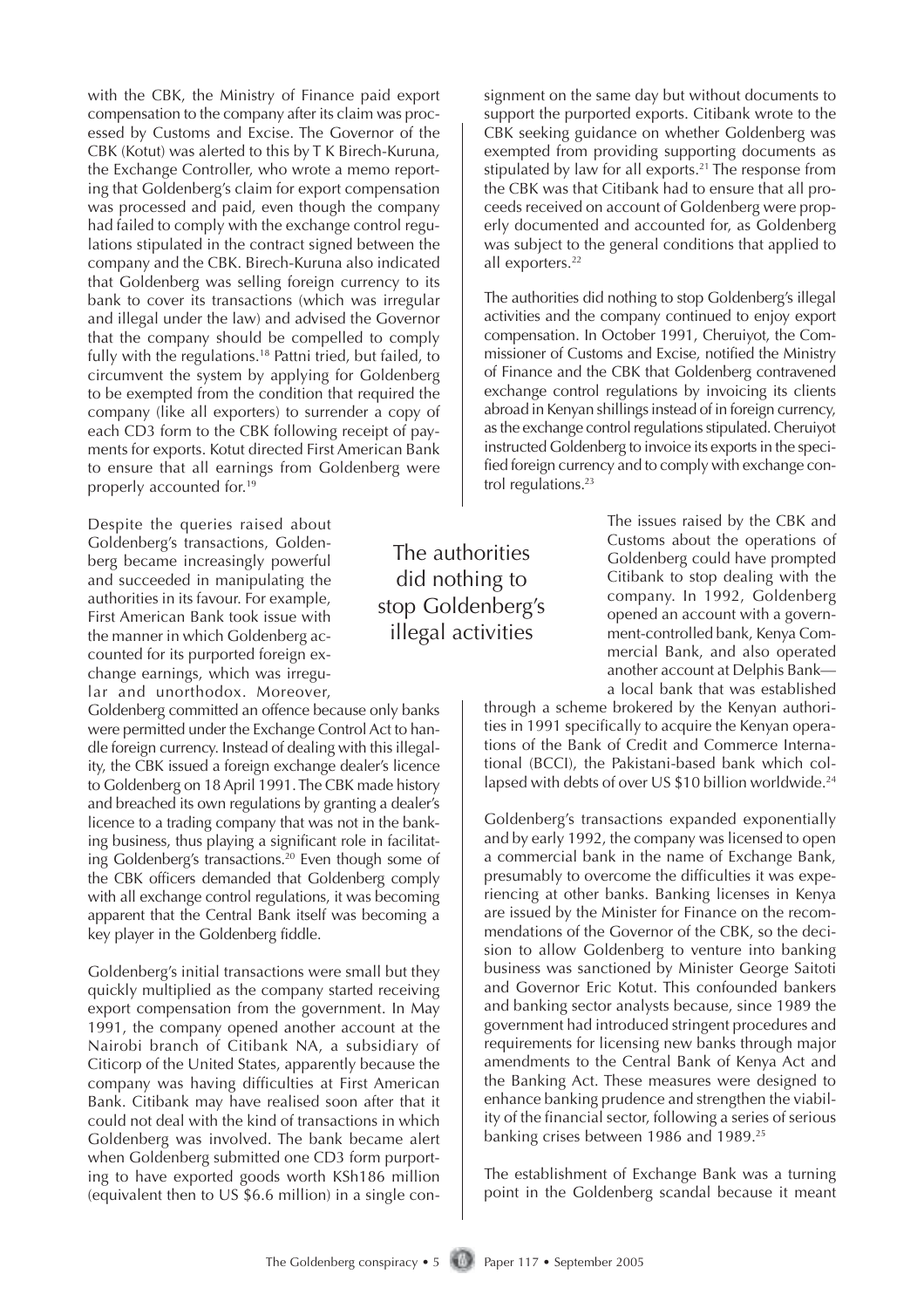with the CBK, the Ministry of Finance paid export compensation to the company after its claim was processed by Customs and Excise. The Governor of the CBK (Kotut) was alerted to this by T K Birech-Kuruna, the Exchange Controller, who wrote a memo reporting that Goldenberg's claim for export compensation was processed and paid, even though the company had failed to comply with the exchange control regulations stipulated in the contract signed between the company and the CBK. Birech-Kuruna also indicated that Goldenberg was selling foreign currency to its bank to cover its transactions (which was irregular and illegal under the law) and advised the Governor that the company should be compelled to comply fully with the regulations.[18] Pattni tried, but failed, to circumvent the system by applying for Goldenberg to be exempted from the condition that required the company (like all exporters) to surrender a copy of each CD3 form to the CBK following receipt of payments for exports. Kotut directed First American Bank to ensure that all earnings from Goldenberg were properly accounted for.[19]

Despite the queries raised about Goldenberg's transactions, Goldenberg became increasingly powerful and succeeded in manipulating the authorities in its favour. For example, First American Bank took issue with the manner in which Goldenberg accounted for its purported foreign exchange earnings, which was irregular and unorthodox. Moreover, Goldenberg committed an offence because only banks were permitted under the Exchange Control Act to handle foreign currency. Instead of dealing with this illegality, the CBK issued a foreign exchange dealer's licence to Goldenberg on 18 April 1991. The CBK made history and breached its own regulations by granting a dealer's licence to a trading company that was not in the banking business, thus playing a significant role in facilitating Goldenberg's transactions.[20] Even though some of the CBK officers demanded that Goldenberg comply with all exchange control regulations, it was becoming apparent that the Central Bank itself was becoming a key player in the Goldenberg fiddle.

Goldenberg's initial transactions were small but they quickly multiplied as the company started receiving export compensation from the government. In May 1991, the company opened another account at the Nairobi branch of Citibank NA, a subsidiary of Citicorp of the United States, apparently because the company was having difficulties at First American Bank. Citibank may have realised soon after that it could not deal with the kind of transactions in which Goldenberg was involved. The bank became alert when Goldenberg submitted one CD3 form purporting to have exported goods worth KSh186 million (equivalent then to US $6.6 million) in a single consignment on the same day but without documents to support the purported exports. Citibank wrote to the CBK seeking guidance on whether Goldenberg was exempted from providing supporting documents as stipulated by law for all exports.[21] The response from the CBK was that Citibank had to ensure that all proceeds received on account of Goldenberg were properly documented and accounted for, as Goldenberg was subject to the general conditions that applied to all exporters.[22]

The authorities did nothing to stop Goldenberg's illegal activities and the company continued to enjoy export compensation. In October 1991, Cheruiyot, the Commissioner of Customs and Excise, notified the Ministry of Finance and the CBK that Goldenberg contravened exchange control regulations by invoicing its clients abroad in Kenyan shillings instead of in foreign currency, as the exchange control regulations stipulated. Cheruiyot instructed Goldenberg to invoice its exports in the specified foreign currency and to comply with exchange control regulations.[23]

The issues raised by the CBK and Customs about the operations of Goldenberg could have prompted Citibank to stop dealing with the company. In 1992, Goldenberg opened an account with a government-controlled bank, Kenya Commercial Bank, and also operated another account at Delphis Bank—a local bank that was established through a scheme brokered by the Kenyan authorities in 1991 specifically to acquire the Kenyan operations of the Bank of Credit and Commerce International (BCCI), the Pakistani-based bank which collapsed with debts of over US $10 billion worldwide.[24]

Goldenberg's transactions expanded exponentially and by early 1992, the company was licensed to open a commercial bank in the name of Exchange Bank, presumably to overcome the difficulties it was experiencing at other banks. Banking licenses in Kenya are issued by the Minister for Finance on the recommendations of the Governor of the CBK, so the decision to allow Goldenberg to venture into banking business was sanctioned by Minister George Saitoti and Governor Eric Kotut. This confounded bankers and banking sector analysts because, since 1989 the government had introduced stringent procedures and requirements for licensing new banks through major amendments to the Central Bank of Kenya Act and the Banking Act. These measures were designed to enhance banking prudence and strengthen the viability of the financial sector, following a series of serious banking crises between 1986 and 1989.[25]

The establishment of Exchange Bank was a turning point in the Goldenberg scandal because it meant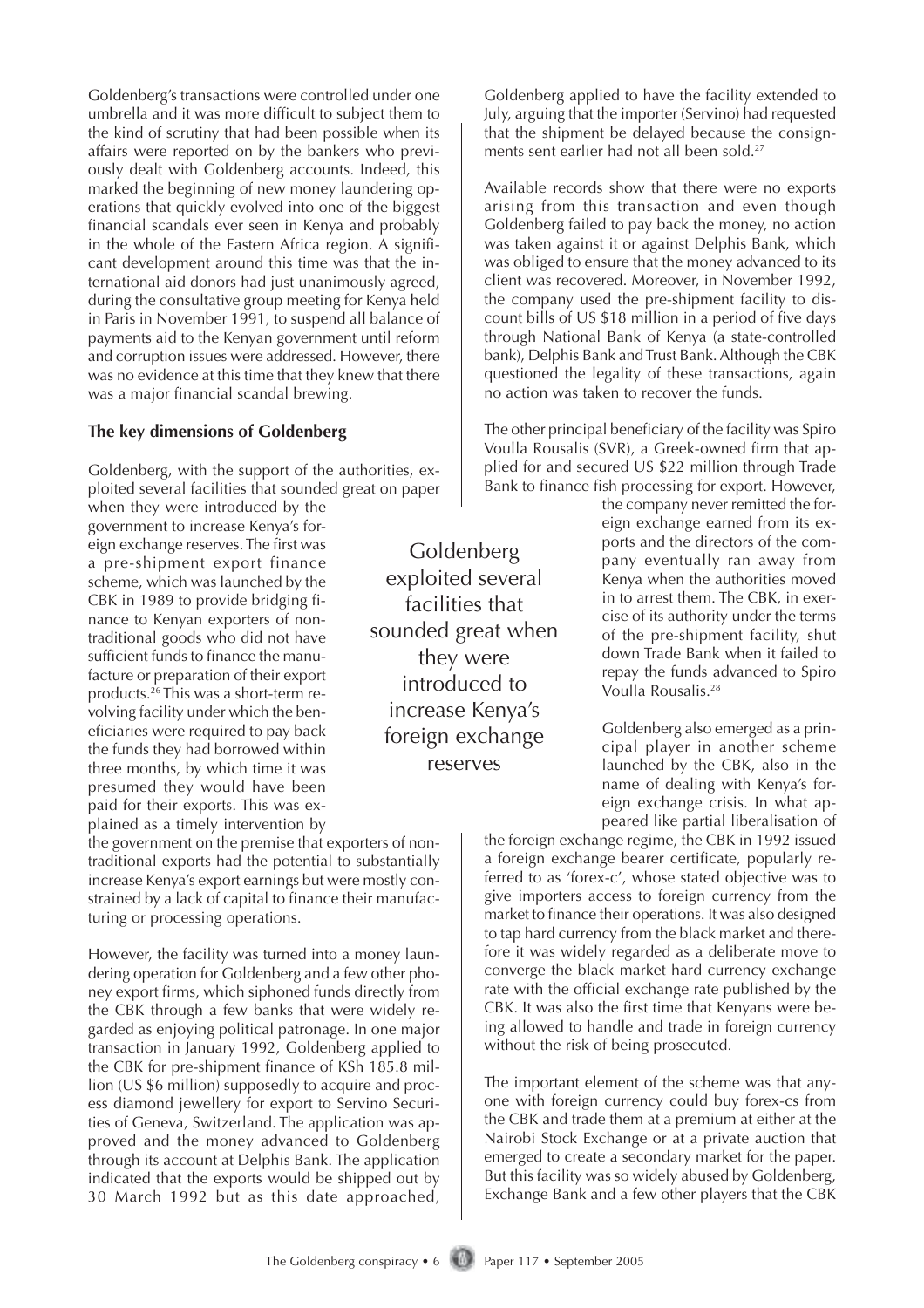Goldenberg's transactions were controlled under one umbrella and it was more difficult to subject them to the kind of scrutiny that had been possible when its affairs were reported on by the bankers who previously dealt with Goldenberg accounts. Indeed, this marked the beginning of new money laundering operations that quickly evolved into one of the biggest financial scandals ever seen in Kenya and probably in the whole of the Eastern Africa region. A significant development around this time was that the international aid donors had just unanimously agreed, during the consultative group meeting for Kenya held in Paris in November 1991, to suspend all balance of payments aid to the Kenyan government until reform and corruption issues were addressed. However, there was no evidence at this time that they knew that there was a major financial scandal brewing.

## The key dimensions of Goldenberg

Goldenberg, with the support of the authorities, exploited several facilities that sounded great on paper when they were introduced by the government to increase Kenya's foreign exchange reserves. The first was a pre-shipment export finance scheme, which was launched by the CBK in 1989 to provide bridging finance to Kenyan exporters of non-traditional goods who did not have sufficient funds to finance the manufacture or preparation of their export products.[26] This was a short-term revolving facility under which the beneficiaries were required to pay back the funds they had borrowed within three months, by which time it was presumed they would have been paid for their exports. This was explained as a timely intervention by the government on the premise that exporters of non-traditional exports had the potential to substantially increase Kenya's export earnings but were mostly constrained by a lack of capital to finance their manufacturing or processing operations.

> Goldenberg exploited several facilities that sounded great when they were introduced to increase Kenya's foreign exchange reserves

However, the facility was turned into a money laundering operation for Goldenberg and a few other phoney export firms, which siphoned funds directly from the CBK through a few banks that were widely regarded as enjoying political patronage. In one major transaction in January 1992, Goldenberg applied to the CBK for pre-shipment finance of KSh 185.8 million (US $6 million) supposedly to acquire and process diamond jewellery for export to Servino Securities of Geneva, Switzerland. The application was approved and the money advanced to Goldenberg through its account at Delphis Bank. The application indicated that the exports would be shipped out by 30 March 1992 but as this date approached, Goldenberg applied to have the facility extended to July, arguing that the importer (Servino) had requested that the shipment be delayed because the consignments sent earlier had not all been sold.[27]

Available records show that there were no exports arising from this transaction and even though Goldenberg failed to pay back the money, no action was taken against it or against Delphis Bank, which was obliged to ensure that the money advanced to its client was recovered. Moreover, in November 1992, the company used the pre-shipment facility to discount bills of US $18 million in a period of five days through National Bank of Kenya (a state-controlled bank), Delphis Bank and Trust Bank. Although the CBK questioned the legality of these transactions, again no action was taken to recover the funds.

The other principal beneficiary of the facility was Spiro Voulla Rousalis (SVR), a Greek-owned firm that applied for and secured US $22 million through Trade Bank to finance fish processing for export. However, the company never remitted the foreign exchange earned from its exports and the directors of the company eventually ran away from Kenya when the authorities moved in to arrest them. The CBK, in exercise of its authority under the terms of the pre-shipment facility, shut down Trade Bank when it failed to repay the funds advanced to Spiro Voulla Rousalis.[28]

Goldenberg also emerged as a principal player in another scheme launched by the CBK, also in the name of dealing with Kenya's foreign exchange crisis. In what appeared like partial liberalisation of the foreign exchange regime, the CBK in 1992 issued a foreign exchange bearer certificate, popularly referred to as 'forex-c', whose stated objective was to give importers access to foreign currency from the market to finance their operations. It was also designed to tap hard currency from the black market and therefore it was widely regarded as a deliberate move to converge the black market hard currency exchange rate with the official exchange rate published by the CBK. It was also the first time that Kenyans were being allowed to handle and trade in foreign currency without the risk of being prosecuted.

The important element of the scheme was that anyone with foreign currency could buy forex-cs from the CBK and trade them at a premium at either at the Nairobi Stock Exchange or at a private auction that emerged to create a secondary market for the paper. But this facility was so widely abused by Goldenberg, Exchange Bank and a few other players that the CBK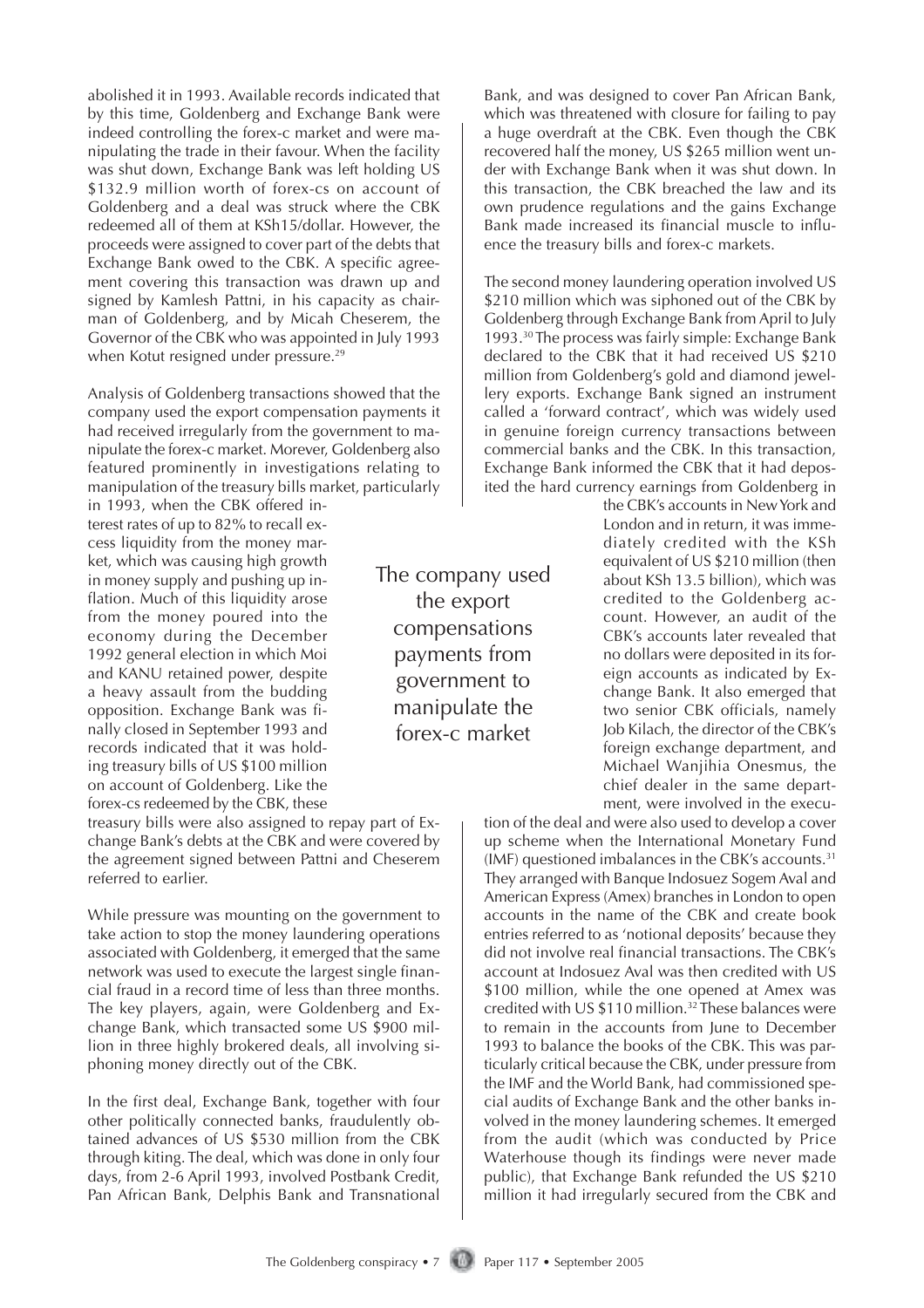abolished it in 1993. Available records indicated that by this time, Goldenberg and Exchange Bank were indeed controlling the forex-c market and were manipulating the trade in their favour. When the facility was shut down, Exchange Bank was left holding US $132.9 million worth of forex-cs on account of Goldenberg and a deal was struck where the CBK redeemed all of them at KSh15/dollar. However, the proceeds were assigned to cover part of the debts that Exchange Bank owed to the CBK. A specific agreement covering this transaction was drawn up and signed by Kamlesh Pattni, in his capacity as chairman of Goldenberg, and by Micah Cheserem, the Governor of the CBK who was appointed in July 1993 when Kotut resigned under pressure.[29]

Analysis of Goldenberg transactions showed that the company used the export compensation payments it had received irregularly from the government to manipulate the forex-c market. Morever, Goldenberg also featured prominently in investigations relating to manipulation of the treasury bills market, particularly in 1993, when the CBK offered interest rates of up to 82% to recall excess liquidity from the money market, which was causing high growth in money supply and pushing up inflation. Much of this liquidity arose from the money poured into the economy during the December 1992 general election in which Moi and KANU retained power, despite a heavy assault from the budding opposition. Exchange Bank was finally closed in September 1993 and records indicated that it was holding treasury bills of US $100 million on account of Goldenberg. Like the forex-cs redeemed by the CBK, these treasury bills were also assigned to repay part of Exchange Bank's debts at the CBK and were covered by the agreement signed between Pattni and Cheserem referred to earlier.

> The company used the export compensations payments from government to manipulate the forex-c market

While pressure was mounting on the government to take action to stop the money laundering operations associated with Goldenberg, it emerged that the same network was used to execute the largest single financial fraud in a record time of less than three months. The key players, again, were Goldenberg and Exchange Bank, which transacted some US $900 million in three highly brokered deals, all involving siphoning money directly out of the CBK.

In the first deal, Exchange Bank, together with four other politically connected banks, fraudulently obtained advances of US $530 million from the CBK through kiting. The deal, which was done in only four days, from 2-6 April 1993, involved Postbank Credit, Pan African Bank, Delphis Bank and Transnational Bank, and was designed to cover Pan African Bank, which was threatened with closure for failing to pay a huge overdraft at the CBK. Even though the CBK recovered half the money, US $265 million went under with Exchange Bank when it was shut down. In this transaction, the CBK breached the law and its own prudence regulations and the gains Exchange Bank made increased its financial muscle to influence the treasury bills and forex-c markets.

The second money laundering operation involved US $210 million which was siphoned out of the CBK by Goldenberg through Exchange Bank from April to July 1993.[30] The process was fairly simple: Exchange Bank declared to the CBK that it had received US $210 million from Goldenberg's gold and diamond jewellery exports. Exchange Bank signed an instrument called a 'forward contract', which was widely used in genuine foreign currency transactions between commercial banks and the CBK. In this transaction, Exchange Bank informed the CBK that it had deposited the hard currency earnings from Goldenberg in the CBK's accounts in New York and London and in return, it was immediately credited with the KSh equivalent of US $210 million (then about KSh 13.5 billion), which was credited to the Goldenberg account. However, an audit of the CBK's accounts later revealed that no dollars were deposited in its foreign accounts as indicated by Exchange Bank. It also emerged that two senior CBK officials, namely Job Kilach, the director of the CBK's foreign exchange department, and Michael Wanjihia Onesmus, the chief dealer in the same department, were involved in the execution of the deal and were also used to develop a cover up scheme when the International Monetary Fund (IMF) questioned imbalances in the CBK's accounts.[31] They arranged with Banque Indosuez Sogem Aval and American Express (Amex) branches in London to open accounts in the name of the CBK and create book entries referred to as 'notional deposits' because they did not involve real financial transactions. The CBK's account at Indosuez Aval was then credited with US $100 million, while the one opened at Amex was credited with US $110 million.[32] These balances were to remain in the accounts from June to December 1993 to balance the books of the CBK. This was particularly critical because the CBK, under pressure from the IMF and the World Bank, had commissioned special audits of Exchange Bank and the other banks involved in the money laundering schemes. It emerged from the audit (which was conducted by Price Waterhouse though its findings were never made public), that Exchange Bank refunded the US $210 million it had irregularly secured from the CBK and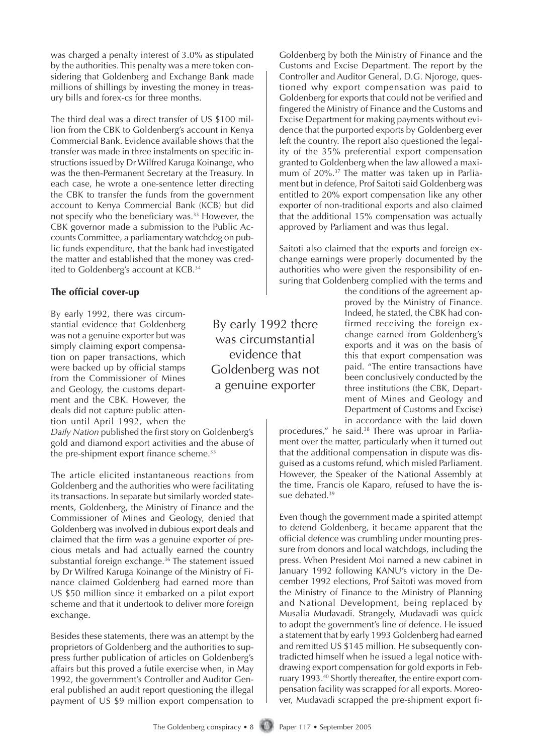was charged a penalty interest of 3.0% as stipulated by the authorities. This penalty was a mere token considering that Goldenberg and Exchange Bank made millions of shillings by investing the money in treasury bills and forex-cs for three months.

The third deal was a direct transfer of US $100 million from the CBK to Goldenberg's account in Kenya Commercial Bank. Evidence available shows that the transfer was made in three instalments on specific instructions issued by Dr Wilfred Karuga Koinange, who was the then-Permanent Secretary at the Treasury. In each case, he wrote a one-sentence letter directing the CBK to transfer the funds from the government account to Kenya Commercial Bank (KCB) but did not specify who the beneficiary was.[33] However, the CBK governor made a submission to the Public Accounts Committee, a parliamentary watchdog on public funds expenditure, that the bank had investigated the matter and established that the money was credited to Goldenberg's account at KCB.[34]

### The official cover-up

By early 1992, there was circumstantial evidence that Goldenberg was not a genuine exporter but was simply claiming export compensation on paper transactions, which were backed up by official stamps from the Commissioner of Mines and Geology, the customs department and the CBK. However, the deals did not capture public attention until April 1992, when the *Daily Nation* published the first story on Goldenberg's gold and diamond export activities and the abuse of the pre-shipment export finance scheme.[35]

> By early 1992 there was circumstantial evidence that Goldenberg was not a genuine exporter

The article elicited instantaneous reactions from Goldenberg and the authorities who were facilitating its transactions. In separate but similarly worded statements, Goldenberg, the Ministry of Finance and the Commissioner of Mines and Geology, denied that Goldenberg was involved in dubious export deals and claimed that the firm was a genuine exporter of precious metals and had actually earned the country substantial foreign exchange.[36] The statement issued by Dr Wilfred Karuga Koinange of the Ministry of Finance claimed Goldenberg had earned more than US $50 million since it embarked on a pilot export scheme and that it undertook to deliver more foreign exchange.

Besides these statements, there was an attempt by the proprietors of Goldenberg and the authorities to suppress further publication of articles on Goldenberg's affairs but this proved a futile exercise when, in May 1992, the government's Controller and Auditor General published an audit report questioning the illegal payment of US $9 million export compensation to Goldenberg by both the Ministry of Finance and the Customs and Excise Department. The report by the Controller and Auditor General, D.G. Njoroge, questioned why export compensation was paid to Goldenberg for exports that could not be verified and fingered the Ministry of Finance and the Customs and Excise Department for making payments without evidence that the purported exports by Goldenberg ever left the country. The report also questioned the legality of the 35% preferential export compensation granted to Goldenberg when the law allowed a maximum of 20%.[37] The matter was taken up in Parliament but in defence, Prof Saitoti said Goldenberg was entitled to 20% export compensation like any other exporter of non-traditional exports and also claimed that the additional 15% compensation was actually approved by Parliament and was thus legal.

Saitoti also claimed that the exports and foreign exchange earnings were properly documented by the authorities who were given the responsibility of ensuring that Goldenberg complied with the terms and the conditions of the agreement approved by the Ministry of Finance. Indeed, he stated, the CBK had confirmed receiving the foreign exchange earned from Goldenberg's exports and it was on the basis of this that export compensation was paid. "The entire transactions have been conclusively conducted by the three institutions (the CBK, Department of Mines and Geology and Department of Customs and Excise) in accordance with the laid down procedures," he said.[38] There was uproar in Parliament over the matter, particularly when it turned out that the additional compensation in dispute was disguised as a customs refund, which misled Parliament. However, the Speaker of the National Assembly at the time, Francis ole Kaparo, refused to have the issue debated.[39]

Even though the government made a spirited attempt to defend Goldenberg, it became apparent that the official defence was crumbling under mounting pressure from donors and local watchdogs, including the press. When President Moi named a new cabinet in January 1992 following KANU's victory in the December 1992 elections, Prof Saitoti was moved from the Ministry of Finance to the Ministry of Planning and National Development, being replaced by Musalia Mudavadi. Strangely, Mudavadi was quick to adopt the government's line of defence. He issued a statement that by early 1993 Goldenberg had earned and remitted US $145 million. He subsequently contradicted himself when he issued a legal notice withdrawing export compensation for gold exports in February 1993.[40] Shortly thereafter, the entire export compensation facility was scrapped for all exports. Moreover, Mudavadi scrapped the pre-shipment export fi-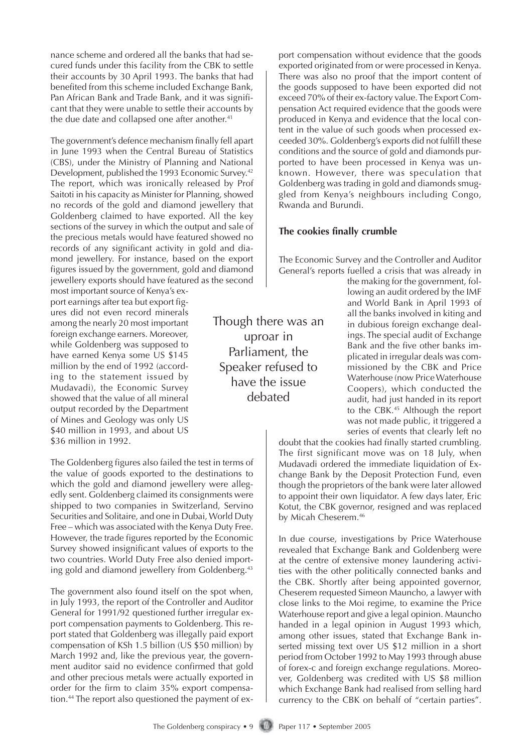nance scheme and ordered all the banks that had secured funds under this facility from the CBK to settle their accounts by 30 April 1993. The banks that had benefited from this scheme included Exchange Bank, Pan African Bank and Trade Bank, and it was significant that they were unable to settle their accounts by the due date and collapsed one after another.[41]

The government's defence mechanism finally fell apart in June 1993 when the Central Bureau of Statistics (CBS), under the Ministry of Planning and National Development, published the 1993 Economic Survey.[42] The report, which was ironically released by Prof Saitoti in his capacity as Minister for Planning, showed no records of the gold and diamond jewellery that Goldenberg claimed to have exported. All the key sections of the survey in which the output and sale of the precious metals would have featured showed no records of any significant activity in gold and diamond jewellery. For instance, based on the export figures issued by the government, gold and diamond jewellery exports should have featured as the second most important source of Kenya's export earnings after tea but export figures did not even record minerals among the nearly 20 most important foreign exchange earners. Moreover, while Goldenberg was supposed to have earned Kenya some US $145 million by the end of 1992 (according to the statement issued by Mudavadi), the Economic Survey showed that the value of all mineral output recorded by the Department of Mines and Geology was only US $40 million in 1993, and about US $36 million in 1992.

> Though there was an uproar in Parliament, the Speaker refused to have the issue debated

The Goldenberg figures also failed the test in terms of the value of goods exported to the destinations to which the gold and diamond jewellery were allegedly sent. Goldenberg claimed its consignments were shipped to two companies in Switzerland, Servino Securities and Solitaire, and one in Dubai, World Duty Free – which was associated with the Kenya Duty Free. However, the trade figures reported by the Economic Survey showed insignificant values of exports to the two countries. World Duty Free also denied importing gold and diamond jewellery from Goldenberg.[43]

The government also found itself on the spot when, in July 1993, the report of the Controller and Auditor General for 1991/92 questioned further irregular export compensation payments to Goldenberg. This report stated that Goldenberg was illegally paid export compensation of KSh 1.5 billion (US $50 million) by March 1992 and, like the previous year, the government auditor said no evidence confirmed that gold and other precious metals were actually exported in order for the firm to claim 35% export compensation.[44] The report also questioned the payment of export compensation without evidence that the goods exported originated from or were processed in Kenya. There was also no proof that the import content of the goods supposed to have been exported did not exceed 70% of their ex-factory value. The Export Compensation Act required evidence that the goods were produced in Kenya and evidence that the local content in the value of such goods when processed exceeded 30%. Goldenberg's exports did not fulfill these conditions and the source of gold and diamonds purported to have been processed in Kenya was unknown. However, there was speculation that Goldenberg was trading in gold and diamonds smuggled from Kenya's neighbours including Congo, Rwanda and Burundi.

## The cookies finally crumble

The Economic Survey and the Controller and Auditor General's reports fuelled a crisis that was already in the making for the government, following an audit ordered by the IMF and World Bank in April 1993 of all the banks involved in kiting and in dubious foreign exchange dealings. The special audit of Exchange Bank and the five other banks implicated in irregular deals was commissioned by the CBK and Price Waterhouse (now Price Waterhouse Coopers), which conducted the audit, had just handed in its report to the CBK.[45] Although the report was not made public, it triggered a series of events that clearly left no doubt that the cookies had finally started crumbling. The first significant move was on 18 July, when Mudavadi ordered the immediate liquidation of Exchange Bank by the Deposit Protection Fund, even though the proprietors of the bank were later allowed to appoint their own liquidator. A few days later, Eric Kotut, the CBK governor, resigned and was replaced by Micah Cheserem.[46]

In due course, investigations by Price Waterhouse revealed that Exchange Bank and Goldenberg were at the centre of extensive money laundering activities with the other politically connected banks and the CBK. Shortly after being appointed governor, Cheserem requested Simeon Mauncho, a lawyer with close links to the Moi regime, to examine the Price Waterhouse report and give a legal opinion. Mauncho handed in a legal opinion in August 1993 which, among other issues, stated that Exchange Bank inserted missing text over US $12 million in a short period from October 1992 to May 1993 through abuse of forex-c and foreign exchange regulations. Moreover, Goldenberg was credited with US $8 million which Exchange Bank had realised from selling hard currency to the CBK on behalf of "certain parties".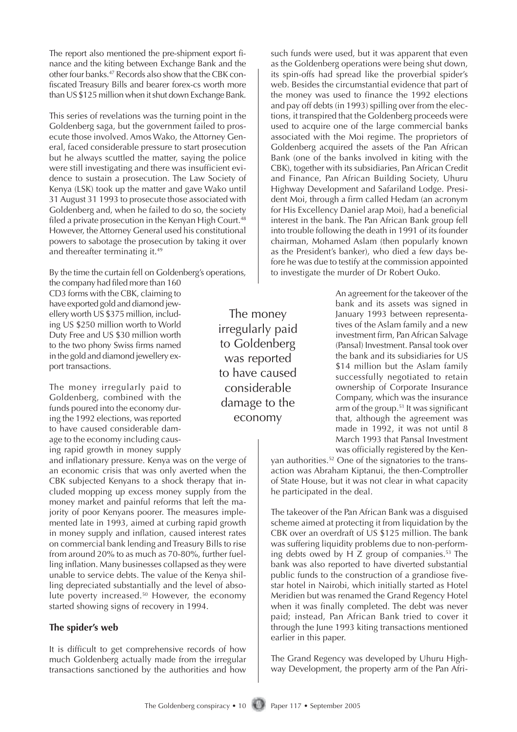The report also mentioned the pre-shipment export finance and the kiting between Exchange Bank and the other four banks.[47] Records also show that the CBK confiscated Treasury Bills and bearer forex-cs worth more than US $125 million when it shut down Exchange Bank.

This series of revelations was the turning point in the Goldenberg saga, but the government failed to prosecute those involved. Amos Wako, the Attorney General, faced considerable pressure to start prosecution but he always scuttled the matter, saying the police were still investigating and there was insufficient evidence to sustain a prosecution. The Law Society of Kenya (LSK) took up the matter and gave Wako until 31 August 31 1993 to prosecute those associated with Goldenberg and, when he failed to do so, the society filed a private prosecution in the Kenyan High Court.[48] However, the Attorney General used his constitutional powers to sabotage the prosecution by taking it over and thereafter terminating it.[49]

By the time the curtain fell on Goldenberg's operations, the company had filed more than 160 CD3 forms with the CBK, claiming to have exported gold and diamond jewellery worth US $375 million, including US $250 million worth to World Duty Free and US $30 million worth to the two phony Swiss firms named in the gold and diamond jewellery export transactions.

The money irregularly paid to Goldenberg, combined with the funds poured into the economy during the 1992 elections, was reported to have caused considerable damage to the economy including causing rapid growth in money supply and inflationary pressure. Kenya was on the verge of an economic crisis that was only averted when the CBK subjected Kenyans to a shock therapy that included mopping up excess money supply from the money market and painful reforms that left the majority of poor Kenyans poorer. The measures implemented late in 1993, aimed at curbing rapid growth in money supply and inflation, caused interest rates on commercial bank lending and Treasury Bills to rise from around 20% to as much as 70-80%, further fuelling inflation. Many businesses collapsed as they were unable to service debts. The value of the Kenya shilling depreciated substantially and the level of absolute poverty increased.[50] However, the economy started showing signs of recovery in 1994.

> The money irregularly paid to Goldenberg was reported to have caused considerable damage to the economy

**The spider's web**

It is difficult to get comprehensive records of how much Goldenberg actually made from the irregular transactions sanctioned by the authorities and how such funds were used, but it was apparent that even as the Goldenberg operations were being shut down, its spin-offs had spread like the proverbial spider's web. Besides the circumstantial evidence that part of the money was used to finance the 1992 elections and pay off debts (in 1993) spilling over from the elections, it transpired that the Goldenberg proceeds were used to acquire one of the large commercial banks associated with the Moi regime. The proprietors of Goldenberg acquired the assets of the Pan African Bank (one of the banks involved in kiting with the CBK), together with its subsidiaries, Pan African Credit and Finance, Pan African Building Society, Uhuru Highway Development and Safariland Lodge. President Moi, through a firm called Hedam (an acronym for His Excellency Daniel arap Moi), had a beneficial interest in the bank. The Pan African Bank group fell into trouble following the death in 1991 of its founder chairman, Mohamed Aslam (then popularly known as the President's banker), who died a few days before he was due to testify at the commission appointed to investigate the murder of Dr Robert Ouko.

An agreement for the takeover of the bank and its assets was signed in January 1993 between representatives of the Aslam family and a new investment firm, Pan African Salvage (Pansal) Investment. Pansal took over the bank and its subsidiaries for US $14 million but the Aslam family successfully negotiated to retain ownership of Corporate Insurance Company, which was the insurance arm of the group.[51] It was significant that, although the agreement was made in 1992, it was not until 8 March 1993 that Pansal Investment was officially registered by the Kenyan authorities.[52] One of the signatories to the transaction was Abraham Kiptanui, the then-Comptroller of State House, but it was not clear in what capacity he participated in the deal.

The takeover of the Pan African Bank was a disguised scheme aimed at protecting it from liquidation by the CBK over an overdraft of US $125 million. The bank was suffering liquidity problems due to non-performing debts owed by H Z group of companies.[53] The bank was also reported to have diverted substantial public funds to the construction of a grandiose five-star hotel in Nairobi, which initially started as Hotel Meridien but was renamed the Grand Regency Hotel when it was finally completed. The debt was never paid; instead, Pan African Bank tried to cover it through the June 1993 kiting transactions mentioned earlier in this paper.

The Grand Regency was developed by Uhuru Highway Development, the property arm of the Pan Afri-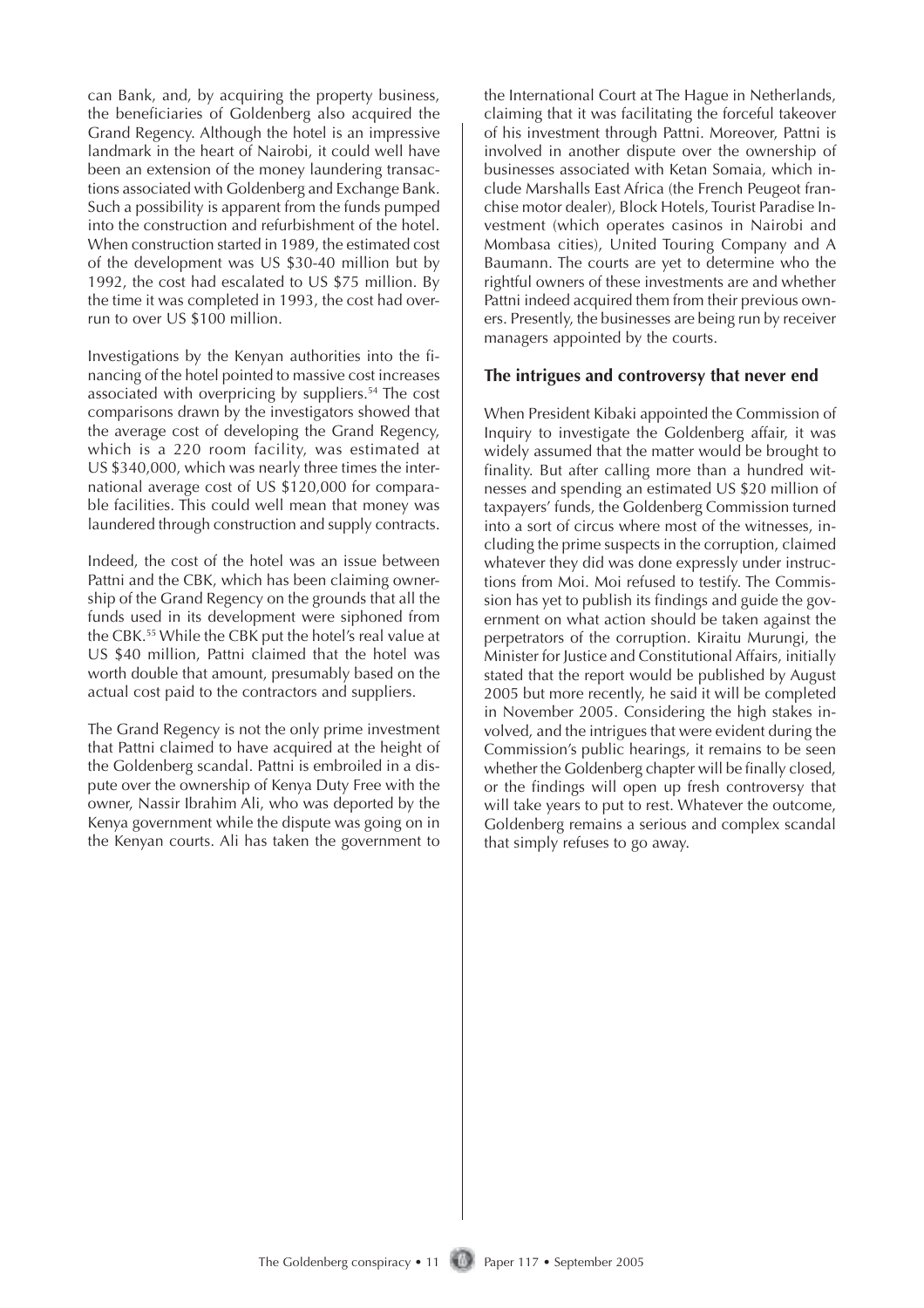can Bank, and, by acquiring the property business, the beneficiaries of Goldenberg also acquired the Grand Regency. Although the hotel is an impressive landmark in the heart of Nairobi, it could well have been an extension of the money laundering transactions associated with Goldenberg and Exchange Bank. Such a possibility is apparent from the funds pumped into the construction and refurbishment of the hotel. When construction started in 1989, the estimated cost of the development was US $30-40 million but by 1992, the cost had escalated to US $75 million. By the time it was completed in 1993, the cost had overrun to over US $100 million.

Investigations by the Kenyan authorities into the financing of the hotel pointed to massive cost increases associated with overpricing by suppliers.[54] The cost comparisons drawn by the investigators showed that the average cost of developing the Grand Regency, which is a 220 room facility, was estimated at US $340,000, which was nearly three times the international average cost of US $120,000 for comparable facilities. This could well mean that money was laundered through construction and supply contracts.

Indeed, the cost of the hotel was an issue between Pattni and the CBK, which has been claiming ownership of the Grand Regency on the grounds that all the funds used in its development were siphoned from the CBK.[55] While the CBK put the hotel's real value at US $40 million, Pattni claimed that the hotel was worth double that amount, presumably based on the actual cost paid to the contractors and suppliers.

The Grand Regency is not the only prime investment that Pattni claimed to have acquired at the height of the Goldenberg scandal. Pattni is embroiled in a dispute over the ownership of Kenya Duty Free with the owner, Nassir Ibrahim Ali, who was deported by the Kenya government while the dispute was going on in the Kenyan courts. Ali has taken the government to the International Court at The Hague in Netherlands, claiming that it was facilitating the forceful takeover of his investment through Pattni. Moreover, Pattni is involved in another dispute over the ownership of businesses associated with Ketan Somaia, which include Marshalls East Africa (the French Peugeot franchise motor dealer), Block Hotels, Tourist Paradise Investment (which operates casinos in Nairobi and Mombasa cities), United Touring Company and A Baumann. The courts are yet to determine who the rightful owners of these investments are and whether Pattni indeed acquired them from their previous owners. Presently, the businesses are being run by receiver managers appointed by the courts.

## The intrigues and controversy that never end

When President Kibaki appointed the Commission of Inquiry to investigate the Goldenberg affair, it was widely assumed that the matter would be brought to finality. But after calling more than a hundred witnesses and spending an estimated US $20 million of taxpayers' funds, the Goldenberg Commission turned into a sort of circus where most of the witnesses, including the prime suspects in the corruption, claimed whatever they did was done expressly under instructions from Moi. Moi refused to testify. The Commission has yet to publish its findings and guide the government on what action should be taken against the perpetrators of the corruption. Kiraitu Murungi, the Minister for Justice and Constitutional Affairs, initially stated that the report would be published by August 2005 but more recently, he said it will be completed in November 2005. Considering the high stakes involved, and the intrigues that were evident during the Commission's public hearings, it remains to be seen whether the Goldenberg chapter will be finally closed, or the findings will open up fresh controversy that will take years to put to rest. Whatever the outcome, Goldenberg remains a serious and complex scandal that simply refuses to go away.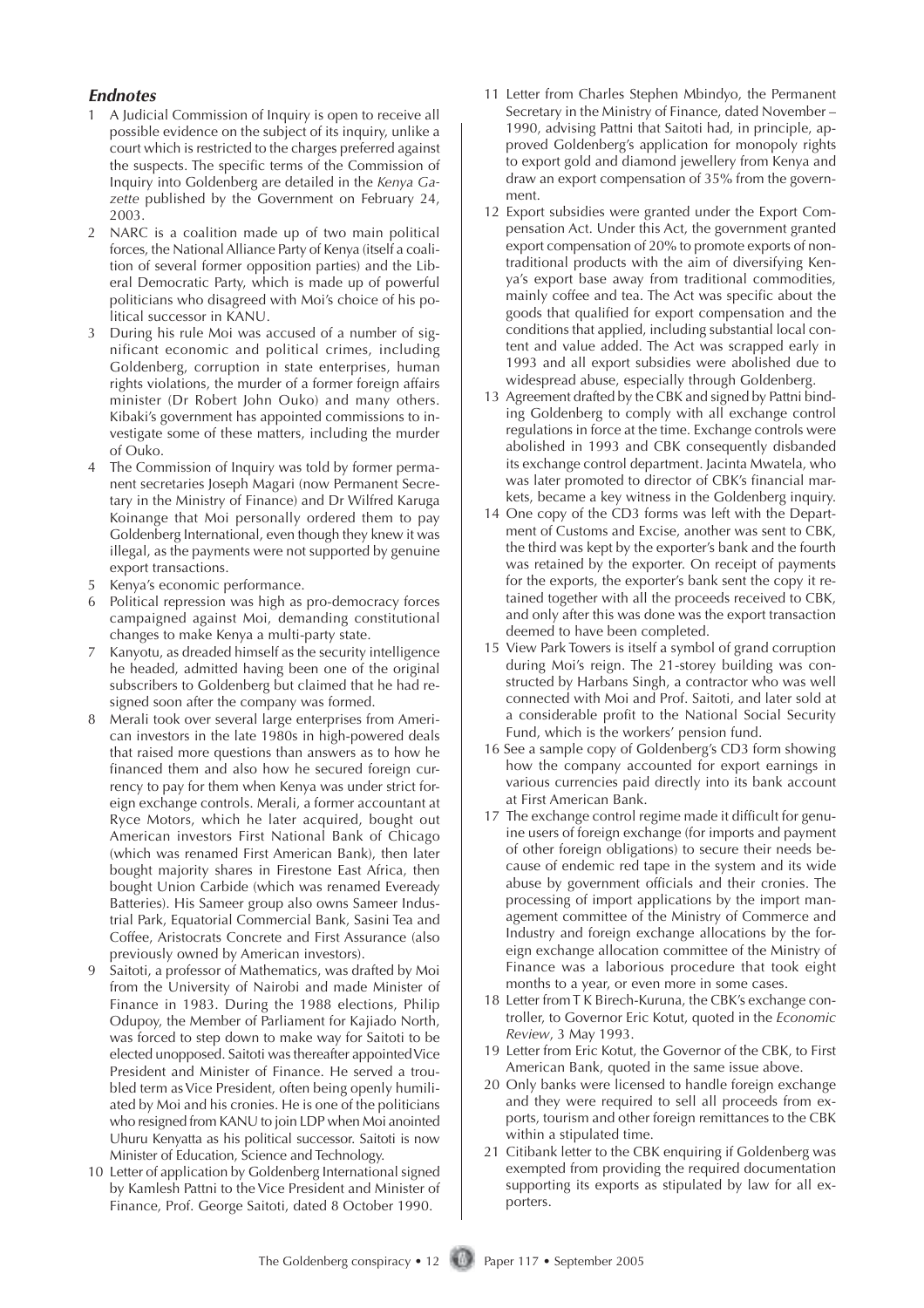### *Endnotes*

1. A Judicial Commission of Inquiry is open to receive all possible evidence on the subject of its inquiry, unlike a court which is restricted to the charges preferred against the suspects. The specific terms of the Commission of Inquiry into Goldenberg are detailed in the *Kenya Gazette* published by the Government on February 24, 2003.
2. NARC is a coalition made up of two main political forces, the National Alliance Party of Kenya (itself a coalition of several former opposition parties) and the Liberal Democratic Party, which is made up of powerful politicians who disagreed with Moi's choice of his political successor in KANU.
3. During his rule Moi was accused of a number of significant economic and political crimes, including Goldenberg, corruption in state enterprises, human rights violations, the murder of a former foreign affairs minister (Dr Robert John Ouko) and many others. Kibaki's government has appointed commissions to investigate some of these matters, including the murder of Ouko.
4. The Commission of Inquiry was told by former permanent secretaries Joseph Magari (now Permanent Secretary in the Ministry of Finance) and Dr Wilfred Karuga Koinange that Moi personally ordered them to pay Goldenberg International, even though they knew it was illegal, as the payments were not supported by genuine export transactions.
5. Kenya's economic performance.
6. Political repression was high as pro-democracy forces campaigned against Moi, demanding constitutional changes to make Kenya a multi-party state.
7. Kanyotu, as dreaded himself as the security intelligence he headed, admitted having been one of the original subscribers to Goldenberg but claimed that he had resigned soon after the company was formed.
8. Merali took over several large enterprises from American investors in the late 1980s in high-powered deals that raised more questions than answers as to how he financed them and also how he secured foreign currency to pay for them when Kenya was under strict foreign exchange controls. Merali, a former accountant at Ryce Motors, which he later acquired, bought out American investors First National Bank of Chicago (which was renamed First American Bank), then later bought majority shares in Firestone East Africa, then bought Union Carbide (which was renamed Eveready Batteries). His Sameer group also owns Sameer Industrial Park, Equatorial Commercial Bank, Sasini Tea and Coffee, Aristocrats Concrete and First Assurance (also previously owned by American investors).
9. Saitoti, a professor of Mathematics, was drafted by Moi from the University of Nairobi and made Minister of Finance in 1983. During the 1988 elections, Philip Odupoy, the Member of Parliament for Kajiado North, was forced to step down to make way for Saitoti to be elected unopposed. Saitoti was thereafter appointed Vice President and Minister of Finance. He served a troubled term as Vice President, often being openly humiliated by Moi and his cronies. He is one of the politicians who resigned from KANU to join LDP when Moi anointed Uhuru Kenyatta as his political successor. Saitoti is now Minister of Education, Science and Technology.
10. Letter of application by Goldenberg International signed by Kamlesh Pattni to the Vice President and Minister of Finance, Prof. George Saitoti, dated 8 October 1990.
11. Letter from Charles Stephen Mbindyo, the Permanent Secretary in the Ministry of Finance, dated November – 1990, advising Pattni that Saitoti had, in principle, approved Goldenberg's application for monopoly rights to export gold and diamond jewellery from Kenya and draw an export compensation of 35% from the government.
12. Export subsidies were granted under the Export Compensation Act. Under this Act, the government granted export compensation of 20% to promote exports of non-traditional products with the aim of diversifying Kenya's export base away from traditional commodities, mainly coffee and tea. The Act was specific about the goods that qualified for export compensation and the conditions that applied, including substantial local content and value added. The Act was scrapped early in 1993 and all export subsidies were abolished due to widespread abuse, especially through Goldenberg.
13. Agreement drafted by the CBK and signed by Pattni binding Goldenberg to comply with all exchange control regulations in force at the time. Exchange controls were abolished in 1993 and CBK consequently disbanded its exchange control department. Jacinta Mwatela, who was later promoted to director of CBK's financial markets, became a key witness in the Goldenberg inquiry.
14. One copy of the CD3 forms was left with the Department of Customs and Excise, another was sent to CBK, the third was kept by the exporter's bank and the fourth was retained by the exporter. On receipt of payments for the exports, the exporter's bank sent the copy it retained together with all the proceeds received to CBK, and only after this was done was the export transaction deemed to have been completed.
15. View Park Towers is itself a symbol of grand corruption during Moi's reign. The 21-storey building was constructed by Harbans Singh, a contractor who was well connected with Moi and Prof. Saitoti, and later sold at a considerable profit to the National Social Security Fund, which is the workers' pension fund.
16. See a sample copy of Goldenberg's CD3 form showing how the company accounted for export earnings in various currencies paid directly into its bank account at First American Bank.
17. The exchange control regime made it difficult for genuine users of foreign exchange (for imports and payment of other foreign obligations) to secure their needs because of endemic red tape in the system and its wide abuse by government officials and their cronies. The processing of import applications by the import management committee of the Ministry of Commerce and Industry and foreign exchange allocations by the foreign exchange allocation committee of the Ministry of Finance was a laborious procedure that took eight months to a year, or even more in some cases.
18. Letter from T K Birech-Kuruna, the CBK's exchange controller, to Governor Eric Kotut, quoted in the *Economic Review*, 3 May 1993.
19. Letter from Eric Kotut, the Governor of the CBK, to First American Bank, quoted in the same issue above.
20. Only banks were licensed to handle foreign exchange and they were required to sell all proceeds from exports, tourism and other foreign remittances to the CBK within a stipulated time.
21. Citibank letter to the CBK enquiring if Goldenberg was exempted from providing the required documentation supporting its exports as stipulated by law for all exporters.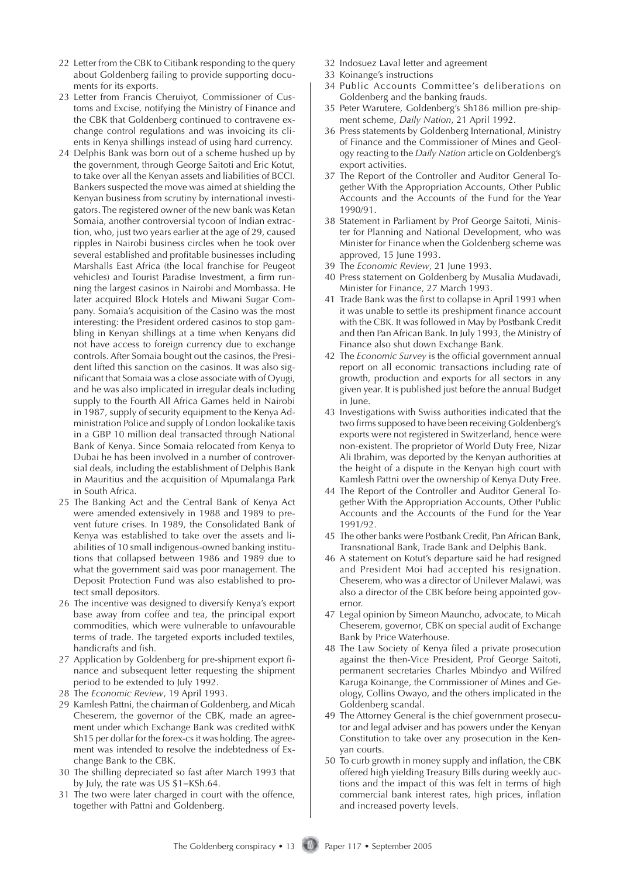22 Letter from the CBK to Citibank responding to the query about Goldenberg failing to provide supporting documents for its exports.

23 Letter from Francis Cheruiyot, Commissioner of Customs and Excise, notifying the Ministry of Finance and the CBK that Goldenberg continued to contravene exchange control regulations and was invoicing its clients in Kenya shillings instead of using hard currency.

24 Delphis Bank was born out of a scheme hushed up by the government, through George Saitoti and Eric Kotut, to take over all the Kenyan assets and liabilities of BCCI. Bankers suspected the move was aimed at shielding the Kenyan business from scrutiny by international investigators. The registered owner of the new bank was Ketan Somaia, another controversial tycoon of Indian extraction, who, just two years earlier at the age of 29, caused ripples in Nairobi business circles when he took over several established and profitable businesses including Marshalls East Africa (the local franchise for Peugeot vehicles) and Tourist Paradise Investment, a firm running the largest casinos in Nairobi and Mombassa. He later acquired Block Hotels and Miwani Sugar Company. Somaia's acquisition of the Casino was the most interesting: the President ordered casinos to stop gambling in Kenyan shillings at a time when Kenyans did not have access to foreign currency due to exchange controls. After Somaia bought out the casinos, the President lifted this sanction on the casinos. It was also significant that Somaia was a close associate with of Oyugi, and he was also implicated in irregular deals including supply to the Fourth All Africa Games held in Nairobi in 1987, supply of security equipment to the Kenya Administration Police and supply of London lookalike taxis in a GBP 10 million deal transacted through National Bank of Kenya. Since Somaia relocated from Kenya to Dubai he has been involved in a number of controversial deals, including the establishment of Delphis Bank in Mauritius and the acquisition of Mpumalanga Park in South Africa.

25 The Banking Act and the Central Bank of Kenya Act were amended extensively in 1988 and 1989 to prevent future crises. In 1989, the Consolidated Bank of Kenya was established to take over the assets and liabilities of 10 small indigenous-owned banking institutions that collapsed between 1986 and 1989 due to what the government said was poor management. The Deposit Protection Fund was also established to protect small depositors.

26 The incentive was designed to diversify Kenya's export base away from coffee and tea, the principal export commodities, which were vulnerable to unfavourable terms of trade. The targeted exports included textiles, handicrafts and fish.

27 Application by Goldenberg for pre-shipment export finance and subsequent letter requesting the shipment period to be extended to July 1992.

28 The *Economic Review*, 19 April 1993.

29 Kamlesh Pattni, the chairman of Goldenberg, and Micah Cheserem, the governor of the CBK, made an agreement under which Exchange Bank was credited withK Sh15 per dollar for the forex-cs it was holding. The agreement was intended to resolve the indebtedness of Exchange Bank to the CBK.

30 The shilling depreciated so fast after March 1993 that by July, the rate was US $1=KSh.64.

31 The two were later charged in court with the offence, together with Pattni and Goldenberg.

32 Indosuez Laval letter and agreement

33 Koinange's instructions

34 Public Accounts Committee's deliberations on Goldenberg and the banking frauds.

35 Peter Warutere, Goldenberg's Sh186 million pre-shipment scheme, *Daily Nation*, 21 April 1992.

36 Press statements by Goldenberg International, Ministry of Finance and the Commissioner of Mines and Geology reacting to the *Daily Nation* article on Goldenberg's export activities.

37 The Report of the Controller and Auditor General Together With the Appropriation Accounts, Other Public Accounts and the Accounts of the Fund for the Year 1990/91.

38 Statement in Parliament by Prof George Saitoti, Minister for Planning and National Development, who was Minister for Finance when the Goldenberg scheme was approved, 15 June 1993.

39 The *Economic Review*, 21 June 1993.

40 Press statement on Goldenberg by Musalia Mudavadi, Minister for Finance, 27 March 1993.

41 Trade Bank was the first to collapse in April 1993 when it was unable to settle its preshipment finance account with the CBK. It was followed in May by Postbank Credit and then Pan African Bank. In July 1993, the Ministry of Finance also shut down Exchange Bank.

42 The *Economic Survey* is the official government annual report on all economic transactions including rate of growth, production and exports for all sectors in any given year. It is published just before the annual Budget in June.

43 Investigations with Swiss authorities indicated that the two firms supposed to have been receiving Goldenberg's exports were not registered in Switzerland, hence were non-existent. The proprietor of World Duty Free, Nizar Ali Ibrahim, was deported by the Kenyan authorities at the height of a dispute in the Kenyan high court with Kamlesh Pattni over the ownership of Kenya Duty Free.

44 The Report of the Controller and Auditor General Together With the Appropriation Accounts, Other Public Accounts and the Accounts of the Fund for the Year 1991/92.

45 The other banks were Postbank Credit, Pan African Bank, Transnational Bank, Trade Bank and Delphis Bank.

46 A statement on Kotut's departure said he had resigned and President Moi had accepted his resignation. Cheserem, who was a director of Unilever Malawi, was also a director of the CBK before being appointed governor.

47 Legal opinion by Simeon Mauncho, advocate, to Micah Cheserem, governor, CBK on special audit of Exchange Bank by Price Waterhouse.

48 The Law Society of Kenya filed a private prosecution against the then-Vice President, Prof George Saitoti, permanent secretaries Charles Mbindyo and Wilfred Karuga Koinange, the Commissioner of Mines and Geology, Collins Owayo, and the others implicated in the Goldenberg scandal.

49 The Attorney General is the chief government prosecutor and legal adviser and has powers under the Kenyan Constitution to take over any prosecution in the Kenyan courts.

50 To curb growth in money supply and inflation, the CBK offered high yielding Treasury Bills during weekly auctions and the impact of this was felt in terms of high commercial bank interest rates, high prices, inflation and increased poverty levels.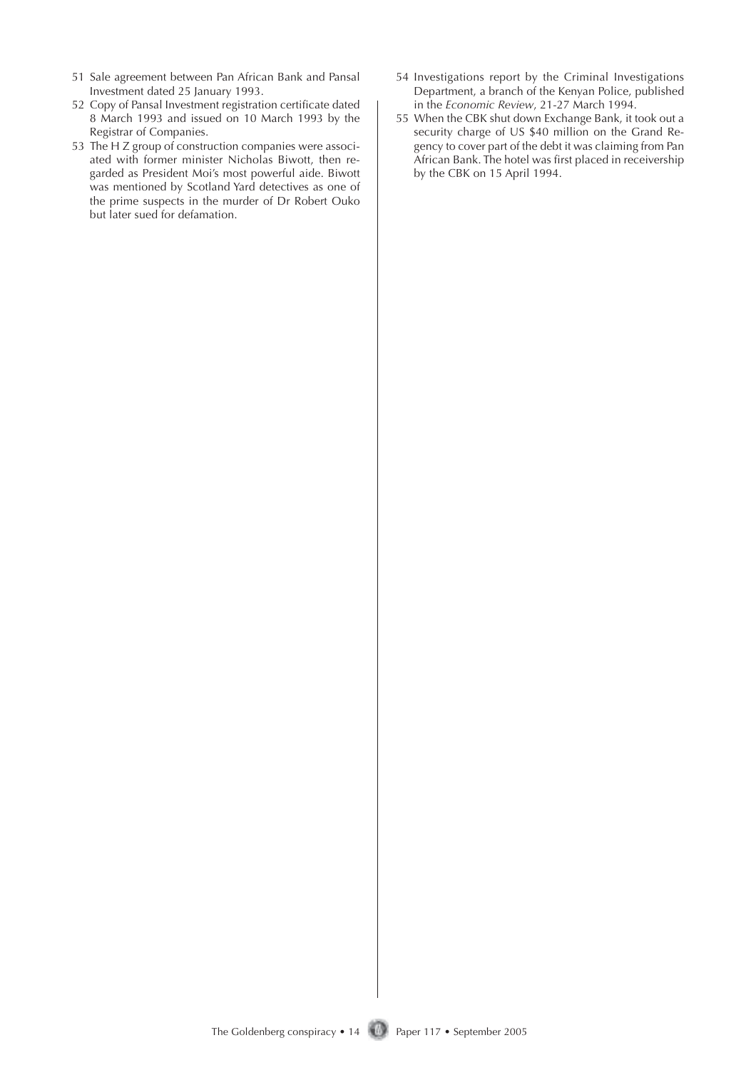51 Sale agreement between Pan African Bank and Pansal Investment dated 25 January 1993.

52 Copy of Pansal Investment registration certificate dated 8 March 1993 and issued on 10 March 1993 by the Registrar of Companies.

53 The H Z group of construction companies were associated with former minister Nicholas Biwott, then regarded as President Moi's most powerful aide. Biwott was mentioned by Scotland Yard detectives as one of the prime suspects in the murder of Dr Robert Ouko but later sued for defamation.

54 Investigations report by the Criminal Investigations Department, a branch of the Kenyan Police, published in the *Economic Review*, 21-27 March 1994.

55 When the CBK shut down Exchange Bank, it took out a security charge of US $40 million on the Grand Regency to cover part of the debt it was claiming from Pan African Bank. The hotel was first placed in receivership by the CBK on 15 April 1994.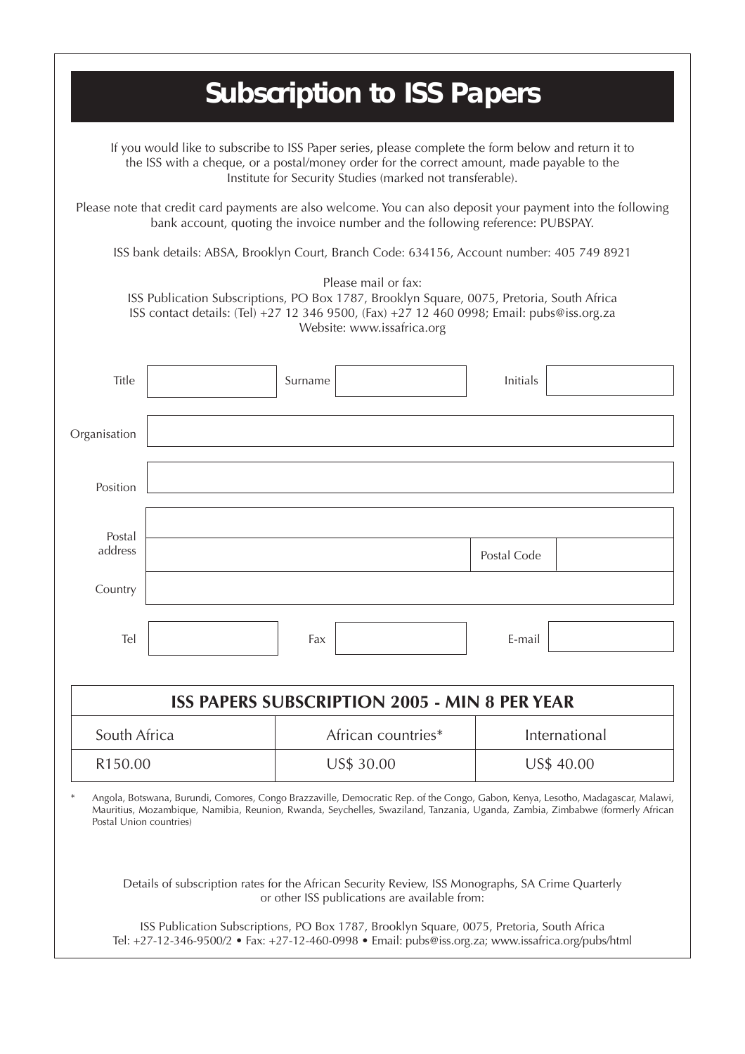# Subscription to ISS Papers

If you would like to subscribe to ISS Paper series, please complete the form below and return it to the ISS with a cheque, or a postal/money order for the correct amount, made payable to the Institute for Security Studies (marked not transferable).

Please note that credit card payments are also welcome. You can also deposit your payment into the following bank account, quoting the invoice number and the following reference: PUBSPAY.

ISS bank details: ABSA, Brooklyn Court, Branch Code: 634156, Account number: 405 749 8921

Please mail or fax:
ISS Publication Subscriptions, PO Box 1787, Brooklyn Square, 0075, Pretoria, South Africa
ISS contact details: (Tel) +27 12 346 9500, (Fax) +27 12 460 0998; Email: pubs@iss.org.za
Website: www.issafrica.org

| | | | | | |
|---|---|---|---|---|---|
| Title | | Surname | | Initials | |
| Organisation | | | | | |
| Position | | | | | |
| Postal address | | | | | |
| | | | | Postal Code | |
| Country | | | | | |
| Tel | | Fax | | E-mail | |

| ISS PAPERS SUBSCRIPTION 2005 - MIN 8 PER YEAR | | |
|---|---|---|
| South Africa | African countries* | International |
| R150.00 | US$ 30.00 | US$ 40.00 |

\* Angola, Botswana, Burundi, Comores, Congo Brazzaville, Democratic Rep. of the Congo, Gabon, Kenya, Lesotho, Madagascar, Malawi, Mauritius, Mozambique, Namibia, Reunion, Rwanda, Seychelles, Swaziland, Tanzania, Uganda, Zambia, Zimbabwe (formerly African Postal Union countries)

Details of subscription rates for the African Security Review, ISS Monographs, SA Crime Quarterly or other ISS publications are available from:

ISS Publication Subscriptions, PO Box 1787, Brooklyn Square, 0075, Pretoria, South Africa
Tel: +27-12-346-9500/2 • Fax: +27-12-460-0998 • Email: pubs@iss.org.za; www.issafrica.org/pubs/html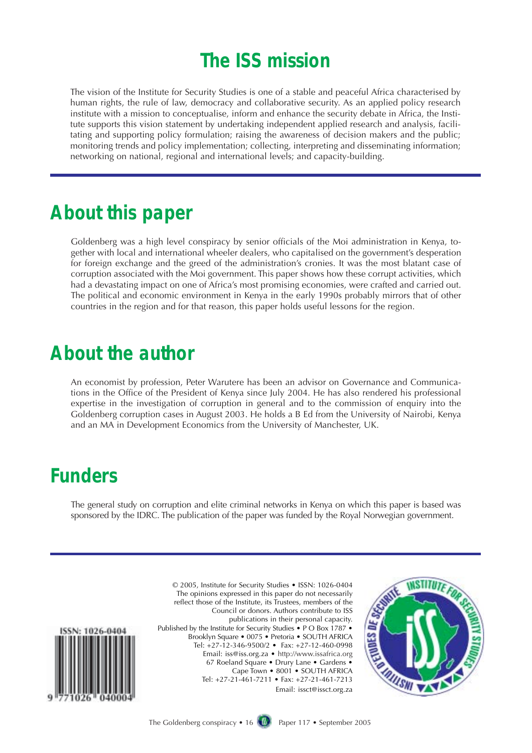# The ISS mission

The vision of the Institute for Security Studies is one of a stable and peaceful Africa characterised by human rights, the rule of law, democracy and collaborative security. As an applied policy research institute with a mission to conceptualise, inform and enhance the security debate in Africa, the Institute supports this vision statement by undertaking independent applied research and analysis, facilitating and supporting policy formulation; raising the awareness of decision makers and the public; monitoring trends and policy implementation; collecting, interpreting and disseminating information; networking on national, regional and international levels; and capacity-building.

## About this paper

Goldenberg was a high level conspiracy by senior officials of the Moi administration in Kenya, together with local and international wheeler dealers, who capitalised on the government's desperation for foreign exchange and the greed of the administration's cronies. It was the most blatant case of corruption associated with the Moi government. This paper shows how these corrupt activities, which had a devastating impact on one of Africa's most promising economies, were crafted and carried out. The political and economic environment in Kenya in the early 1990s probably mirrors that of other countries in the region and for that reason, this paper holds useful lessons for the region.

## About the author

An economist by profession, Peter Warutere has been an advisor on Governance and Communications in the Office of the President of Kenya since July 2004. He has also rendered his professional expertise in the investigation of corruption in general and to the commission of enquiry into the Goldenberg corruption cases in August 2003. He holds a B Ed from the University of Nairobi, Kenya and an MA in Development Economics from the University of Manchester, UK.

## Funders

The general study on corruption and elite criminal networks in Kenya on which this paper is based was sponsored by the IDRC. The publication of the paper was funded by the Royal Norwegian government.

ISSN: 1026-0404

© 2005, Institute for Security Studies • ISSN: 1026-0404
The opinions expressed in this paper do not necessarily reflect those of the Institute, its Trustees, members of the Council or donors. Authors contribute to ISS publications in their personal capacity.
Published by the Institute for Security Studies • P O Box 1787 • Brooklyn Square • 0075 • Pretoria • SOUTH AFRICA
Tel: +27-12-346-9500/2 • Fax: +27-12-460-0998
Email: iss@iss.org.za • http://www.issafrica.org
67 Roeland Square • Drury Lane • Gardens • Cape Town • 8001 • SOUTH AFRICA
Tel: +27-21-461-7211 • Fax: +27-21-461-7213
Email: issct@issct.org.za